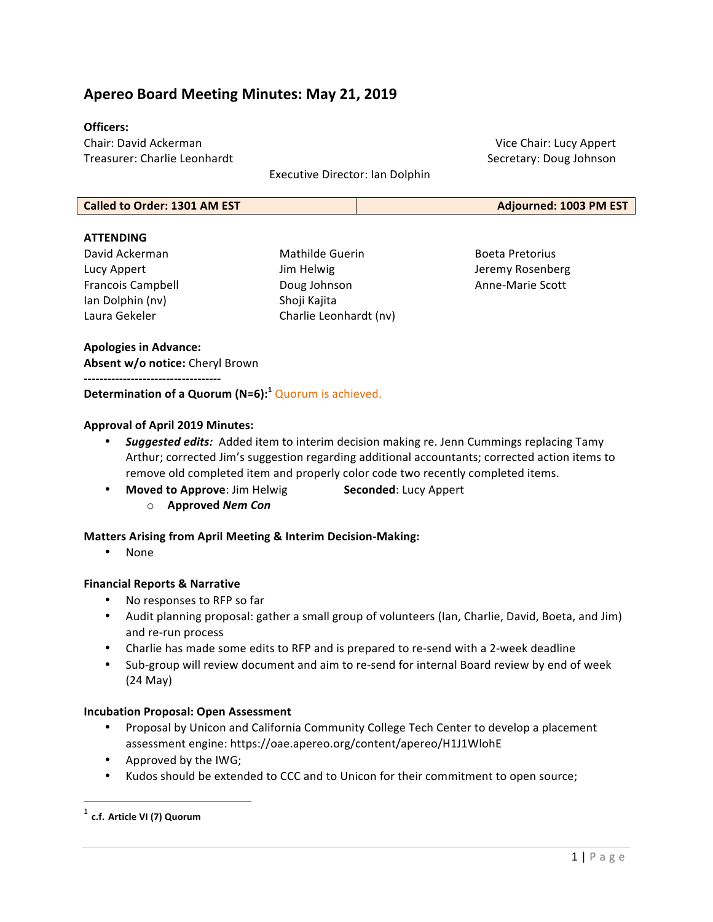# Apereo Board Meeting Minutes: May 21, 2019

**Officers:**

Chair: David Ackerman
Vice Chair: Lucy Appert
Treasurer: Charlie Leonhardt
Secretary: Doug Johnson
Executive Director: Ian Dolphin

| **Called to Order: 1301 AM EST** | **Adjourned: 1003 PM EST** |
|---|---|

**ATTENDING**

David Ackerman
Lucy Appert
Francois Campbell
Ian Dolphin (nv)
Laura Gekeler
Mathilde Guerin
Jim Helwig
Doug Johnson
Shoji Kajita
Charlie Leonhardt (nv)
Boeta Pretorius
Jeremy Rosenberg
Anne-Marie Scott

**Apologies in Advance:**
**Absent w/o notice:** Cheryl Brown

-----------------------------------

**Determination of a Quorum (N=6):**[1] Quorum is achieved.

**Approval of April 2019 Minutes:**

- ***Suggested edits:*** Added item to interim decision making re. Jenn Cummings replacing Tamy Arthur; corrected Jim's suggestion regarding additional accountants; corrected action items to remove old completed item and properly color code two recently completed items.
- **Moved to Approve**: Jim Helwig **Seconded**: Lucy Appert
    - **Approved *Nem Con***

**Matters Arising from April Meeting & Interim Decision-Making:**

- None

**Financial Reports & Narrative**

- No responses to RFP so far
- Audit planning proposal: gather a small group of volunteers (Ian, Charlie, David, Boeta, and Jim) and re-run process
- Charlie has made some edits to RFP and is prepared to re-send with a 2-week deadline
- Sub-group will review document and aim to re-send for internal Board review by end of week (24 May)

**Incubation Proposal: Open Assessment**

- Proposal by Unicon and California Community College Tech Center to develop a placement assessment engine: https://oae.apereo.org/content/apereo/H1J1WlohE
- Approved by the IWG;
- Kudos should be extended to CCC and to Unicon for their commitment to open source;

[1] **c.f. Article VI (7) Quorum**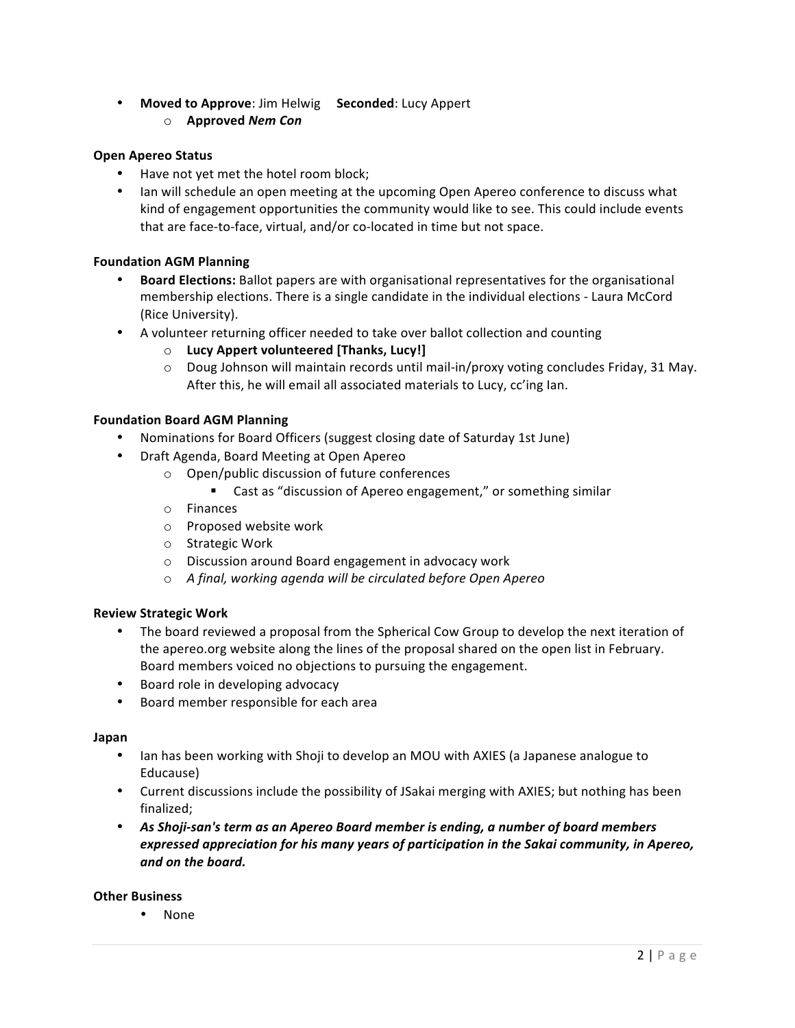- **Moved to Approve**: Jim Helwig **Seconded**: Lucy Appert
    - **Approved *Nem Con***

**Open Apereo Status**

- Have not yet met the hotel room block;
- Ian will schedule an open meeting at the upcoming Open Apereo conference to discuss what kind of engagement opportunities the community would like to see. This could include events that are face-to-face, virtual, and/or co-located in time but not space.

**Foundation AGM Planning**

- **Board Elections:** Ballot papers are with organisational representatives for the organisational membership elections. There is a single candidate in the individual elections - Laura McCord (Rice University).
- A volunteer returning officer needed to take over ballot collection and counting
    - **Lucy Appert volunteered [Thanks, Lucy!]**
    - Doug Johnson will maintain records until mail-in/proxy voting concludes Friday, 31 May. After this, he will email all associated materials to Lucy, cc'ing Ian.

**Foundation Board AGM Planning**

- Nominations for Board Officers (suggest closing date of Saturday 1st June)
- Draft Agenda, Board Meeting at Open Apereo
    - Open/public discussion of future conferences
        - Cast as "discussion of Apereo engagement," or something similar
    - Finances
    - Proposed website work
    - Strategic Work
    - Discussion around Board engagement in advocacy work
    - *A final, working agenda will be circulated before Open Apereo*

**Review Strategic Work**

- The board reviewed a proposal from the Spherical Cow Group to develop the next iteration of the apereo.org website along the lines of the proposal shared on the open list in February. Board members voiced no objections to pursuing the engagement.
- Board role in developing advocacy
- Board member responsible for each area

**Japan**

- Ian has been working with Shoji to develop an MOU with AXIES (a Japanese analogue to Educause)
- Current discussions include the possibility of JSakai merging with AXIES; but nothing has been finalized;
- ***As Shoji-san's term as an Apereo Board member is ending, a number of board members expressed appreciation for his many years of participation in the Sakai community, in Apereo, and on the board.***

**Other Business**

- None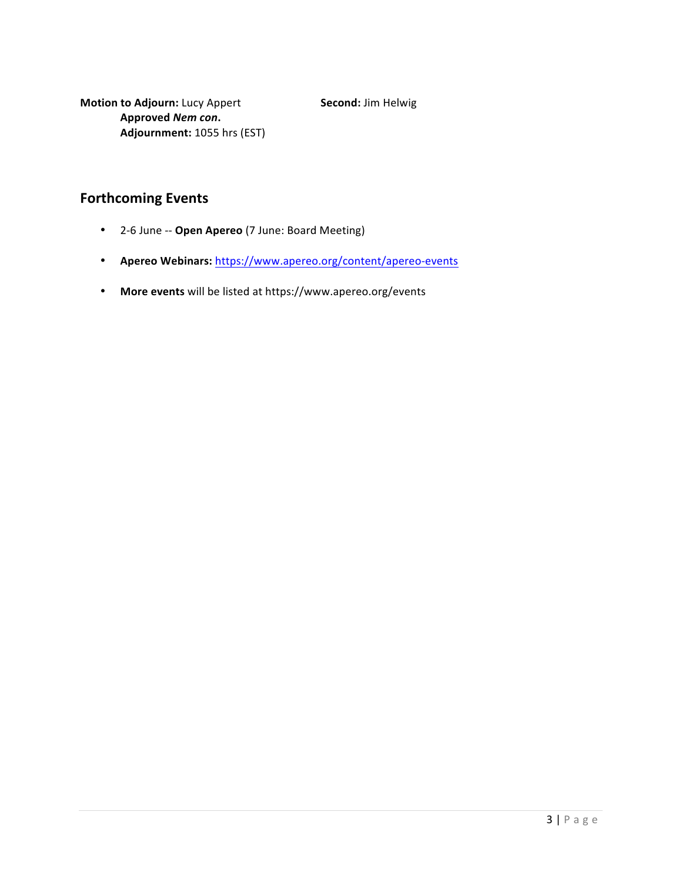**Motion to Adjourn:** Lucy Appert **Second:** Jim Helwig

**Approved *Nem con*.**

**Adjournment:** 1055 hrs (EST)

## Forthcoming Events

- 2-6 June -- **Open Apereo** (7 June: Board Meeting)
- **Apereo Webinars:** https://www.apereo.org/content/apereo-events
- **More events** will be listed at https://www.apereo.org/events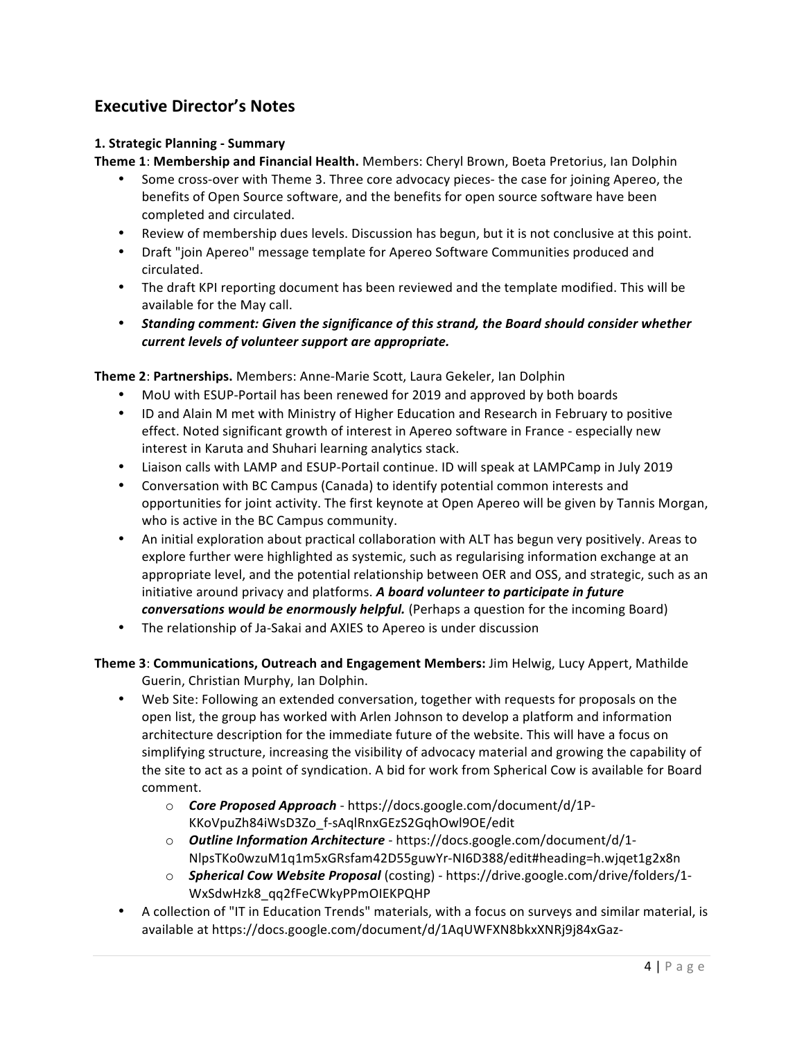## Executive Director's Notes

### 1. Strategic Planning - Summary

**Theme 1**: **Membership and Financial Health.** Members: Cheryl Brown, Boeta Pretorius, Ian Dolphin

- Some cross-over with Theme 3. Three core advocacy pieces- the case for joining Apereo, the benefits of Open Source software, and the benefits for open source software have been completed and circulated.
- Review of membership dues levels. Discussion has begun, but it is not conclusive at this point.
- Draft "join Apereo" message template for Apereo Software Communities produced and circulated.
- The draft KPI reporting document has been reviewed and the template modified. This will be available for the May call.
- ***Standing comment: Given the significance of this strand, the Board should consider whether current levels of volunteer support are appropriate.***

**Theme 2**: **Partnerships.** Members: Anne-Marie Scott, Laura Gekeler, Ian Dolphin

- MoU with ESUP-Portail has been renewed for 2019 and approved by both boards
- ID and Alain M met with Ministry of Higher Education and Research in February to positive effect. Noted significant growth of interest in Apereo software in France - especially new interest in Karuta and Shuhari learning analytics stack.
- Liaison calls with LAMP and ESUP-Portail continue. ID will speak at LAMPCamp in July 2019
- Conversation with BC Campus (Canada) to identify potential common interests and opportunities for joint activity. The first keynote at Open Apereo will be given by Tannis Morgan, who is active in the BC Campus community.
- An initial exploration about practical collaboration with ALT has begun very positively. Areas to explore further were highlighted as systemic, such as regularising information exchange at an appropriate level, and the potential relationship between OER and OSS, and strategic, such as an initiative around privacy and platforms. ***A board volunteer to participate in future conversations would be enormously helpful.*** (Perhaps a question for the incoming Board)
- The relationship of Ja-Sakai and AXIES to Apereo is under discussion

**Theme 3**: **Communications, Outreach and Engagement Members:** Jim Helwig, Lucy Appert, Mathilde Guerin, Christian Murphy, Ian Dolphin.

- Web Site: Following an extended conversation, together with requests for proposals on the open list, the group has worked with Arlen Johnson to develop a platform and information architecture description for the immediate future of the website. This will have a focus on simplifying structure, increasing the visibility of advocacy material and growing the capability of the site to act as a point of syndication. A bid for work from Spherical Cow is available for Board comment.
    - ***Core Proposed Approach*** - https://docs.google.com/document/d/1P-KKoVpuZh84iWsD3Zo_f-sAqlRnxGEzS2GqhOwl9OE/edit
    - ***Outline Information Architecture*** - https://docs.google.com/document/d/1-NlpsTKo0wzuM1q1m5xGRsfam42D55guwYr-NI6D388/edit#heading=h.wjqet1g2x8n
    - ***Spherical Cow Website Proposal*** (costing) - https://drive.google.com/drive/folders/1-WxSdwHzk8_qq2fFeCWkyPPmOIEKPQHP
- A collection of "IT in Education Trends" materials, with a focus on surveys and similar material, is available at https://docs.google.com/document/d/1AqUWFXN8bkxXNRj9j84xGaz-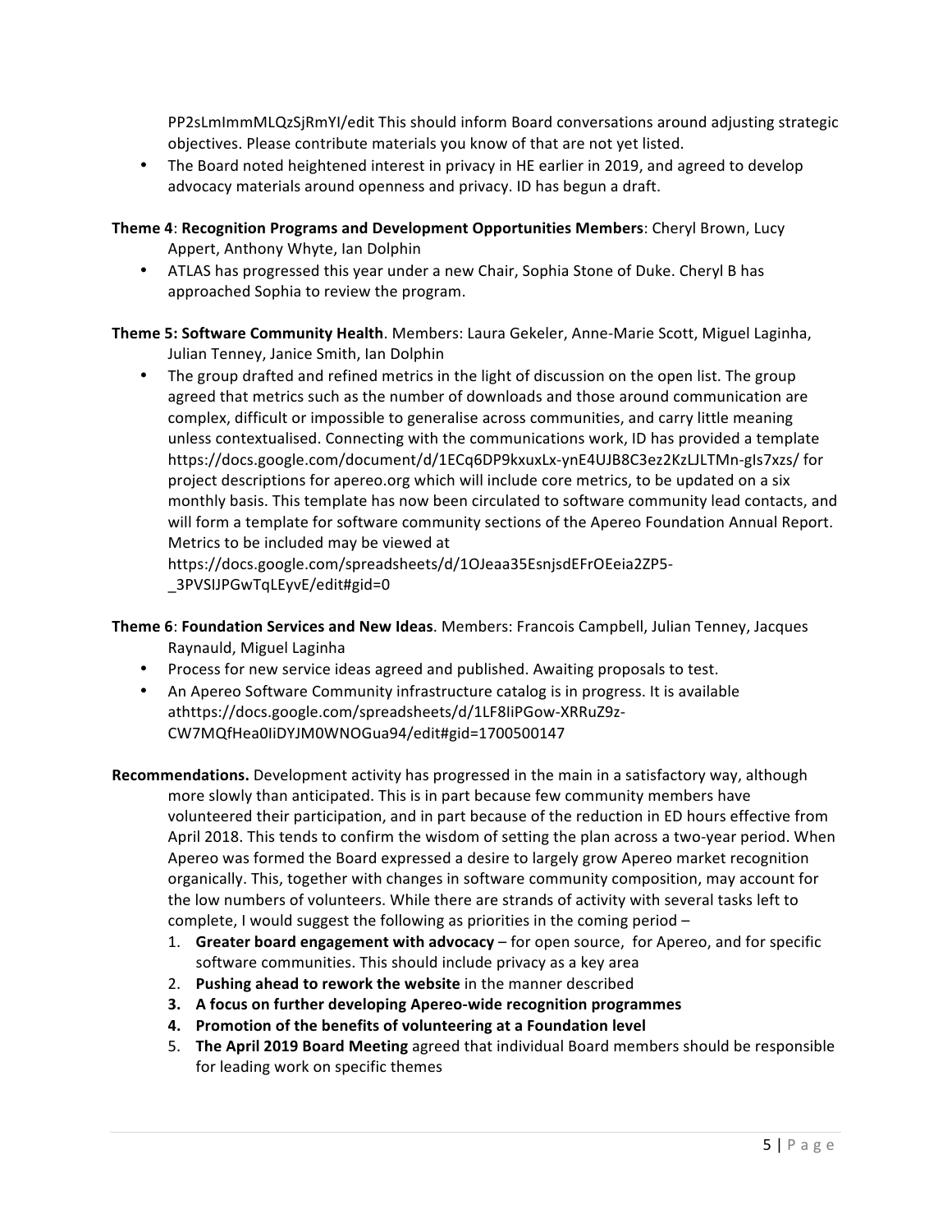PP2sLmImmMLQzSjRmYI/edit This should inform Board conversations around adjusting strategic objectives. Please contribute materials you know of that are not yet listed.

- The Board noted heightened interest in privacy in HE earlier in 2019, and agreed to develop advocacy materials around openness and privacy. ID has begun a draft.

**Theme 4**: **Recognition Programs and Development Opportunities Members**: Cheryl Brown, Lucy Appert, Anthony Whyte, Ian Dolphin

- ATLAS has progressed this year under a new Chair, Sophia Stone of Duke. Cheryl B has approached Sophia to review the program.

**Theme 5: Software Community Health**. Members: Laura Gekeler, Anne-Marie Scott, Miguel Laginha, Julian Tenney, Janice Smith, Ian Dolphin

- The group drafted and refined metrics in the light of discussion on the open list. The group agreed that metrics such as the number of downloads and those around communication are complex, difficult or impossible to generalise across communities, and carry little meaning unless contextualised. Connecting with the communications work, ID has provided a template https://docs.google.com/document/d/1ECq6DP9kxuxLx-ynE4UJB8C3ez2KzLJLTMn-gIs7xzs/ for project descriptions for apereo.org which will include core metrics, to be updated on a six monthly basis. This template has now been circulated to software community lead contacts, and will form a template for software community sections of the Apereo Foundation Annual Report. Metrics to be included may be viewed at https://docs.google.com/spreadsheets/d/1OJeaa35EsnjsdEFrOEeia2ZP5-_3PVSIJPGwTqLEyvE/edit#gid=0

**Theme 6**: **Foundation Services and New Ideas**. Members: Francois Campbell, Julian Tenney, Jacques Raynauld, Miguel Laginha

- Process for new service ideas agreed and published. Awaiting proposals to test.
- An Apereo Software Community infrastructure catalog is in progress. It is available athttps://docs.google.com/spreadsheets/d/1LF8IiPGow-XRRuZ9z-CW7MQfHea0IiDYJM0WNOGua94/edit#gid=1700500147

**Recommendations.** Development activity has progressed in the main in a satisfactory way, although more slowly than anticipated. This is in part because few community members have volunteered their participation, and in part because of the reduction in ED hours effective from April 2018. This tends to confirm the wisdom of setting the plan across a two-year period. When Apereo was formed the Board expressed a desire to largely grow Apereo market recognition organically. This, together with changes in software community composition, may account for the low numbers of volunteers. While there are strands of activity with several tasks left to complete, I would suggest the following as priorities in the coming period –

1. **Greater board engagement with advocacy** – for open source, for Apereo, and for specific software communities. This should include privacy as a key area
2. **Pushing ahead to rework the website** in the manner described
3. **A focus on further developing Apereo-wide recognition programmes**
4. **Promotion of the benefits of volunteering at a Foundation level**
5. **The April 2019 Board Meeting** agreed that individual Board members should be responsible for leading work on specific themes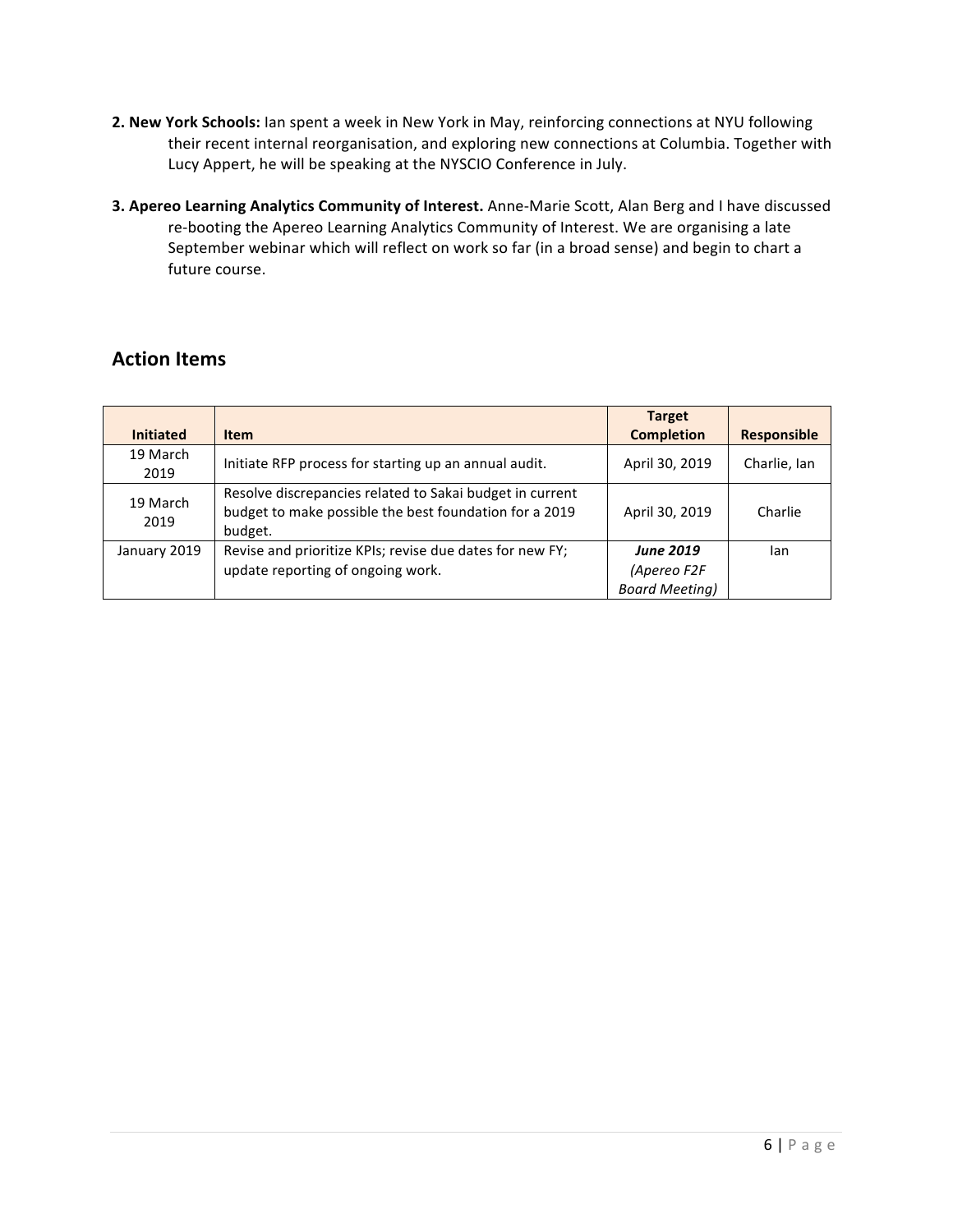**2. New York Schools:** Ian spent a week in New York in May, reinforcing connections at NYU following their recent internal reorganisation, and exploring new connections at Columbia. Together with Lucy Appert, he will be speaking at the NYSCIO Conference in July.

**3. Apereo Learning Analytics Community of Interest.** Anne-Marie Scott, Alan Berg and I have discussed re-booting the Apereo Learning Analytics Community of Interest. We are organising a late September webinar which will reflect on work so far (in a broad sense) and begin to chart a future course.

## Action Items

| Initiated | Item | Target Completion | Responsible |
|---|---|---|---|
| 19 March 2019 | Initiate RFP process for starting up an annual audit. | April 30, 2019 | Charlie, Ian |
| 19 March 2019 | Resolve discrepancies related to Sakai budget in current budget to make possible the best foundation for a 2019 budget. | April 30, 2019 | Charlie |
| January 2019 | Revise and prioritize KPIs; revise due dates for new FY; update reporting of ongoing work. | ***June 2019*** *(Apereo F2F Board Meeting)* | Ian |